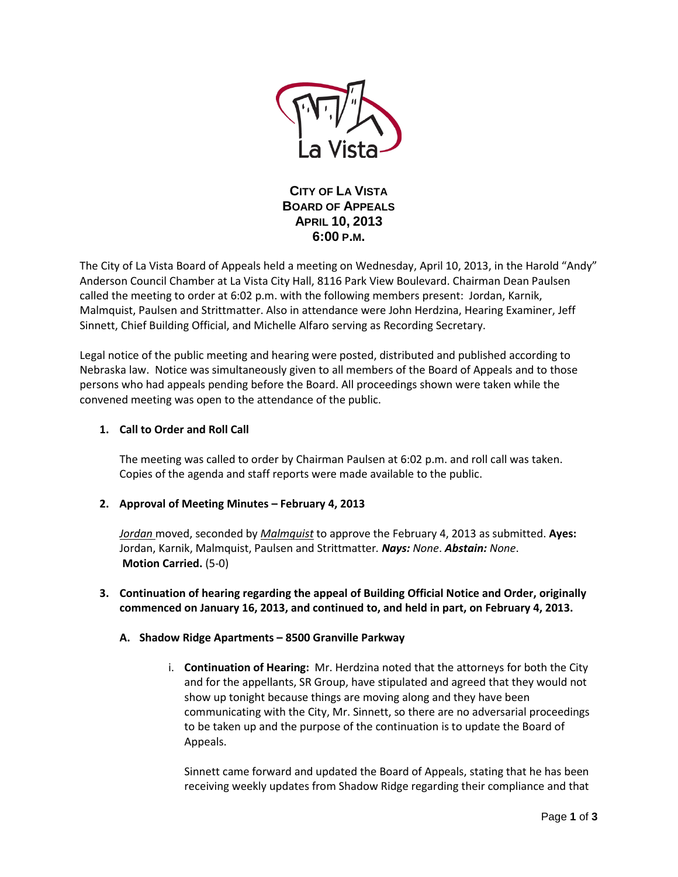# CITY OF LA VISTA
## BOARD OF APPEALS
## APRIL 10, 2013
## 6:00 P.M.

The City of La Vista Board of Appeals held a meeting on Wednesday, April 10, 2013, in the Harold "Andy" Anderson Council Chamber at La Vista City Hall, 8116 Park View Boulevard. Chairman Dean Paulsen called the meeting to order at 6:02 p.m. with the following members present: Jordan, Karnik, Malmquist, Paulsen and Strittmatter. Also in attendance were John Herdzina, Hearing Examiner, Jeff Sinnett, Chief Building Official, and Michelle Alfaro serving as Recording Secretary.

Legal notice of the public meeting and hearing were posted, distributed and published according to Nebraska law. Notice was simultaneously given to all members of the Board of Appeals and to those persons who had appeals pending before the Board. All proceedings shown were taken while the convened meeting was open to the attendance of the public.

**1. Call to Order and Roll Call**

The meeting was called to order by Chairman Paulsen at 6:02 p.m. and roll call was taken. Copies of the agenda and staff reports were made available to the public.

**2. Approval of Meeting Minutes – February 4, 2013**

*Jordan* moved, seconded by *Malmquist* to approve the February 4, 2013 as submitted. **Ayes:** Jordan, Karnik, Malmquist, Paulsen and Strittmatter. ***Nays:*** *None*. ***Abstain:*** *None*. **Motion Carried.** (5-0)

**3. Continuation of hearing regarding the appeal of Building Official Notice and Order, originally commenced on January 16, 2013, and continued to, and held in part, on February 4, 2013.**

**A. Shadow Ridge Apartments – 8500 Granville Parkway**

i. **Continuation of Hearing:** Mr. Herdzina noted that the attorneys for both the City and for the appellants, SR Group, have stipulated and agreed that they would not show up tonight because things are moving along and they have been communicating with the City, Mr. Sinnett, so there are no adversarial proceedings to be taken up and the purpose of the continuation is to update the Board of Appeals.

Sinnett came forward and updated the Board of Appeals, stating that he has been receiving weekly updates from Shadow Ridge regarding their compliance and that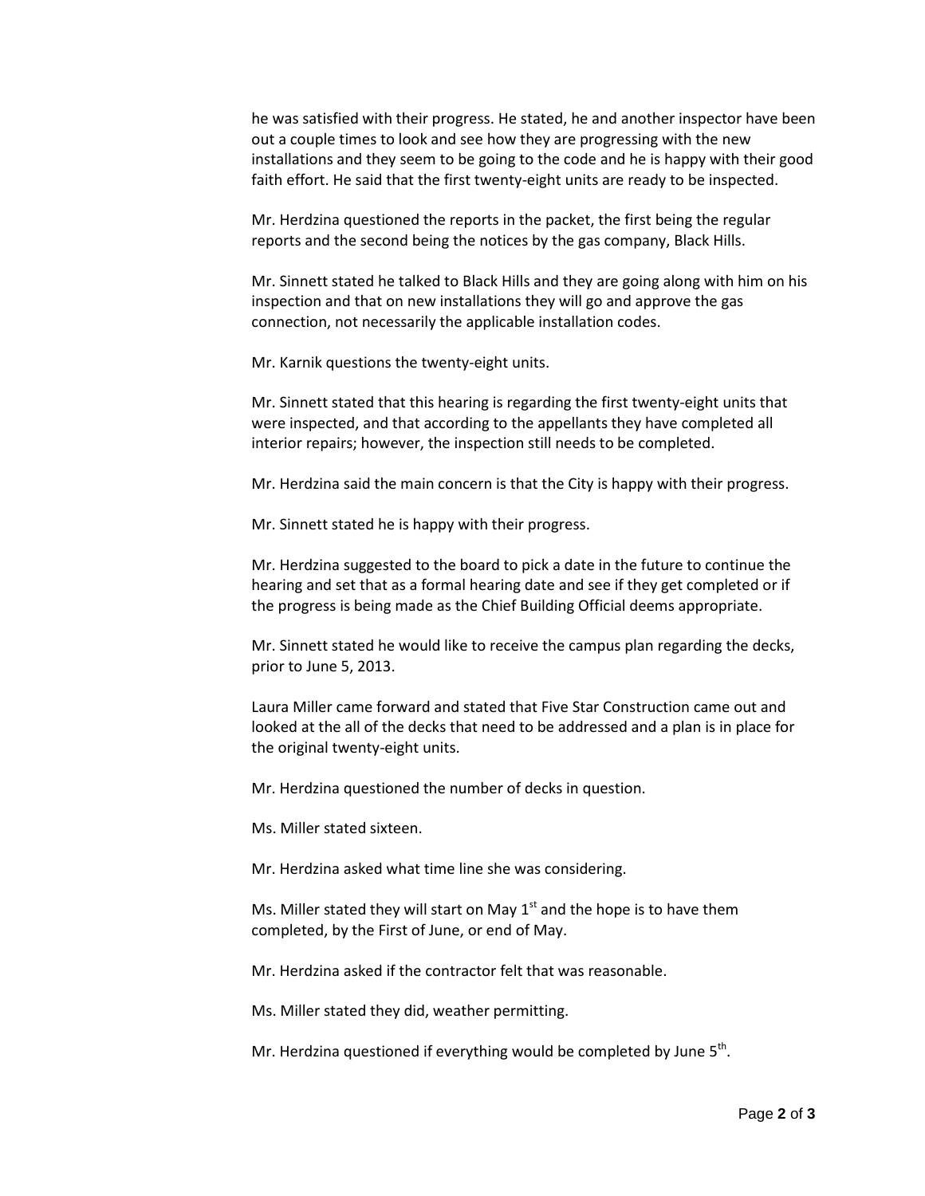he was satisfied with their progress. He stated, he and another inspector have been out a couple times to look and see how they are progressing with the new installations and they seem to be going to the code and he is happy with their good faith effort. He said that the first twenty-eight units are ready to be inspected.

Mr. Herdzina questioned the reports in the packet, the first being the regular reports and the second being the notices by the gas company, Black Hills.

Mr. Sinnett stated he talked to Black Hills and they are going along with him on his inspection and that on new installations they will go and approve the gas connection, not necessarily the applicable installation codes.

Mr. Karnik questions the twenty-eight units.

Mr. Sinnett stated that this hearing is regarding the first twenty-eight units that were inspected, and that according to the appellants they have completed all interior repairs; however, the inspection still needs to be completed.

Mr. Herdzina said the main concern is that the City is happy with their progress.

Mr. Sinnett stated he is happy with their progress.

Mr. Herdzina suggested to the board to pick a date in the future to continue the hearing and set that as a formal hearing date and see if they get completed or if the progress is being made as the Chief Building Official deems appropriate.

Mr. Sinnett stated he would like to receive the campus plan regarding the decks, prior to June 5, 2013.

Laura Miller came forward and stated that Five Star Construction came out and looked at the all of the decks that need to be addressed and a plan is in place for the original twenty-eight units.

Mr. Herdzina questioned the number of decks in question.

Ms. Miller stated sixteen.

Mr. Herdzina asked what time line she was considering.

Ms. Miller stated they will start on May 1st and the hope is to have them completed, by the First of June, or end of May.

Mr. Herdzina asked if the contractor felt that was reasonable.

Ms. Miller stated they did, weather permitting.

Mr. Herdzina questioned if everything would be completed by June 5th.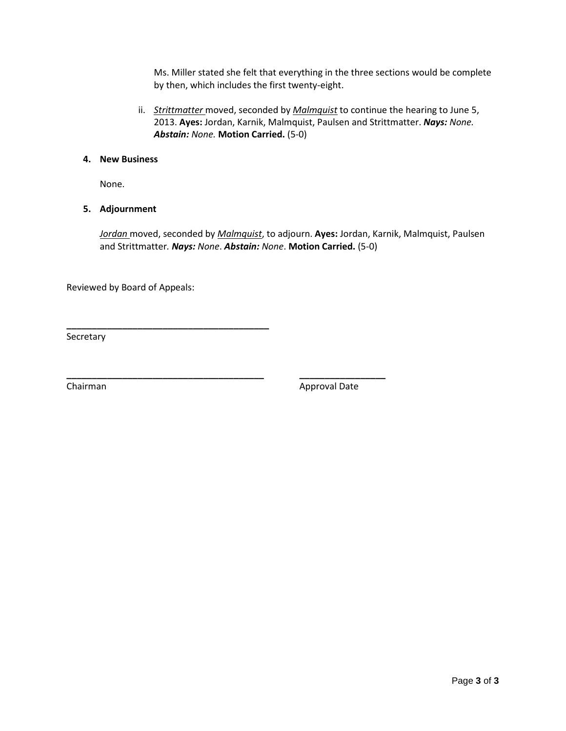Ms. Miller stated she felt that everything in the three sections would be complete by then, which includes the first twenty-eight.

ii. *Strittmatter* moved, seconded by *Malmquist* to continue the hearing to June 5, 2013. **Ayes:** Jordan, Karnik, Malmquist, Paulsen and Strittmatter. ***Nays:*** *None.* ***Abstain:*** *None.* **Motion Carried.** (5-0)

**4. New Business**

None.

**5. Adjournment**

*Jordan* moved, seconded by *Malmquist*, to adjourn. **Ayes:** Jordan, Karnik, Malmquist, Paulsen and Strittmatter. ***Nays:*** *None*. ***Abstain:*** *None*. **Motion Carried.** (5-0)

Reviewed by Board of Appeals:

\_\_\_\_\_\_\_\_\_\_\_\_\_\_\_\_\_\_\_\_\_\_\_\_\_\_\_\_\_\_\_\_\_\_\_\_\_\_\_\_
Secretary

\_\_\_\_\_\_\_\_\_\_\_\_\_\_\_\_\_\_\_\_\_\_\_\_\_\_\_\_\_\_\_\_\_\_\_\_\_\_\_\_ \_\_\_\_\_\_\_\_\_\_\_\_\_\_\_\_\_\_
Chairman Approval Date